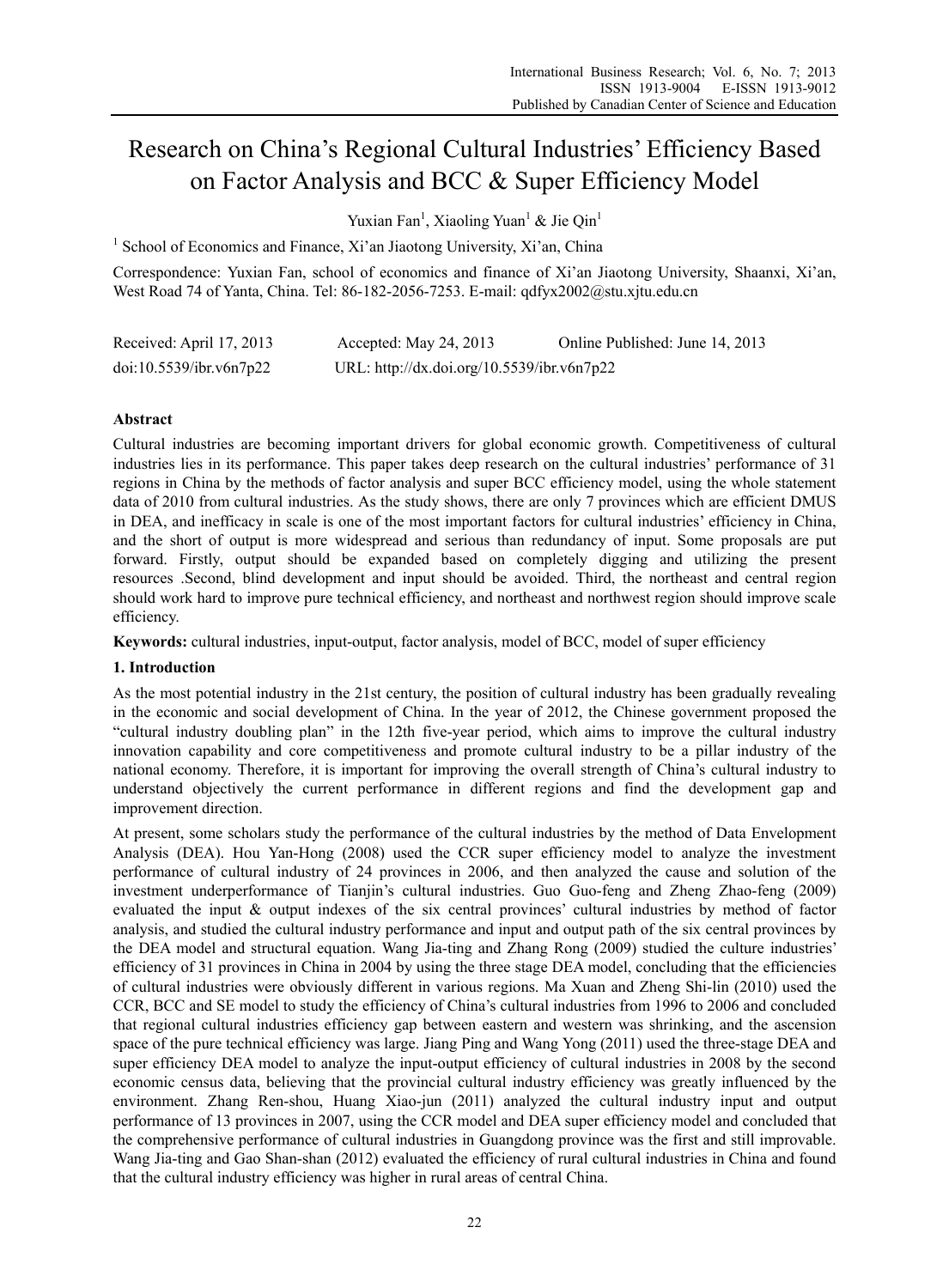# Research on China's Regional Cultural Industries' Efficiency Based on Factor Analysis and BCC & Super Efficiency Model

Yuxian Fan[1], Xiaoling Yuan[1] & Jie Qin[1]

[1] School of Economics and Finance, Xi'an Jiaotong University, Xi'an, China

Correspondence: Yuxian Fan, school of economics and finance of Xi'an Jiaotong University, Shaanxi, Xi'an, West Road 74 of Yanta, China. Tel: 86-182-2056-7253. E-mail: qdfyx2002@stu.xjtu.edu.cn

Received: April 17, 2013 Accepted: May 24, 2013 Online Published: June 14, 2013

doi:10.5539/ibr.v6n7p22 URL: http://dx.doi.org/10.5539/ibr.v6n7p22

**Abstract**

Cultural industries are becoming important drivers for global economic growth. Competitiveness of cultural industries lies in its performance. This paper takes deep research on the cultural industries' performance of 31 regions in China by the methods of factor analysis and super BCC efficiency model, using the whole statement data of 2010 from cultural industries. As the study shows, there are only 7 provinces which are efficient DMUS in DEA, and inefficacy in scale is one of the most important factors for cultural industries' efficiency in China, and the short of output is more widespread and serious than redundancy of input. Some proposals are put forward. Firstly, output should be expanded based on completely digging and utilizing the present resources .Second, blind development and input should be avoided. Third, the northeast and central region should work hard to improve pure technical efficiency, and northeast and northwest region should improve scale efficiency.

**Keywords:** cultural industries, input-output, factor analysis, model of BCC, model of super efficiency

## 1. Introduction

As the most potential industry in the 21st century, the position of cultural industry has been gradually revealing in the economic and social development of China. In the year of 2012, the Chinese government proposed the "cultural industry doubling plan" in the 12th five-year period, which aims to improve the cultural industry innovation capability and core competitiveness and promote cultural industry to be a pillar industry of the national economy. Therefore, it is important for improving the overall strength of China's cultural industry to understand objectively the current performance in different regions and find the development gap and improvement direction.

At present, some scholars study the performance of the cultural industries by the method of Data Envelopment Analysis (DEA). Hou Yan-Hong (2008) used the CCR super efficiency model to analyze the investment performance of cultural industry of 24 provinces in 2006, and then analyzed the cause and solution of the investment underperformance of Tianjin's cultural industries. Guo Guo-feng and Zheng Zhao-feng (2009) evaluated the input & output indexes of the six central provinces' cultural industries by method of factor analysis, and studied the cultural industry performance and input and output path of the six central provinces by the DEA model and structural equation. Wang Jia-ting and Zhang Rong (2009) studied the culture industries' efficiency of 31 provinces in China in 2004 by using the three stage DEA model, concluding that the efficiencies of cultural industries were obviously different in various regions. Ma Xuan and Zheng Shi-lin (2010) used the CCR, BCC and SE model to study the efficiency of China's cultural industries from 1996 to 2006 and concluded that regional cultural industries efficiency gap between eastern and western was shrinking, and the ascension space of the pure technical efficiency was large. Jiang Ping and Wang Yong (2011) used the three-stage DEA and super efficiency DEA model to analyze the input-output efficiency of cultural industries in 2008 by the second economic census data, believing that the provincial cultural industry efficiency was greatly influenced by the environment. Zhang Ren-shou, Huang Xiao-jun (2011) analyzed the cultural industry input and output performance of 13 provinces in 2007, using the CCR model and DEA super efficiency model and concluded that the comprehensive performance of cultural industries in Guangdong province was the first and still improvable. Wang Jia-ting and Gao Shan-shan (2012) evaluated the efficiency of rural cultural industries in China and found that the cultural industry efficiency was higher in rural areas of central China.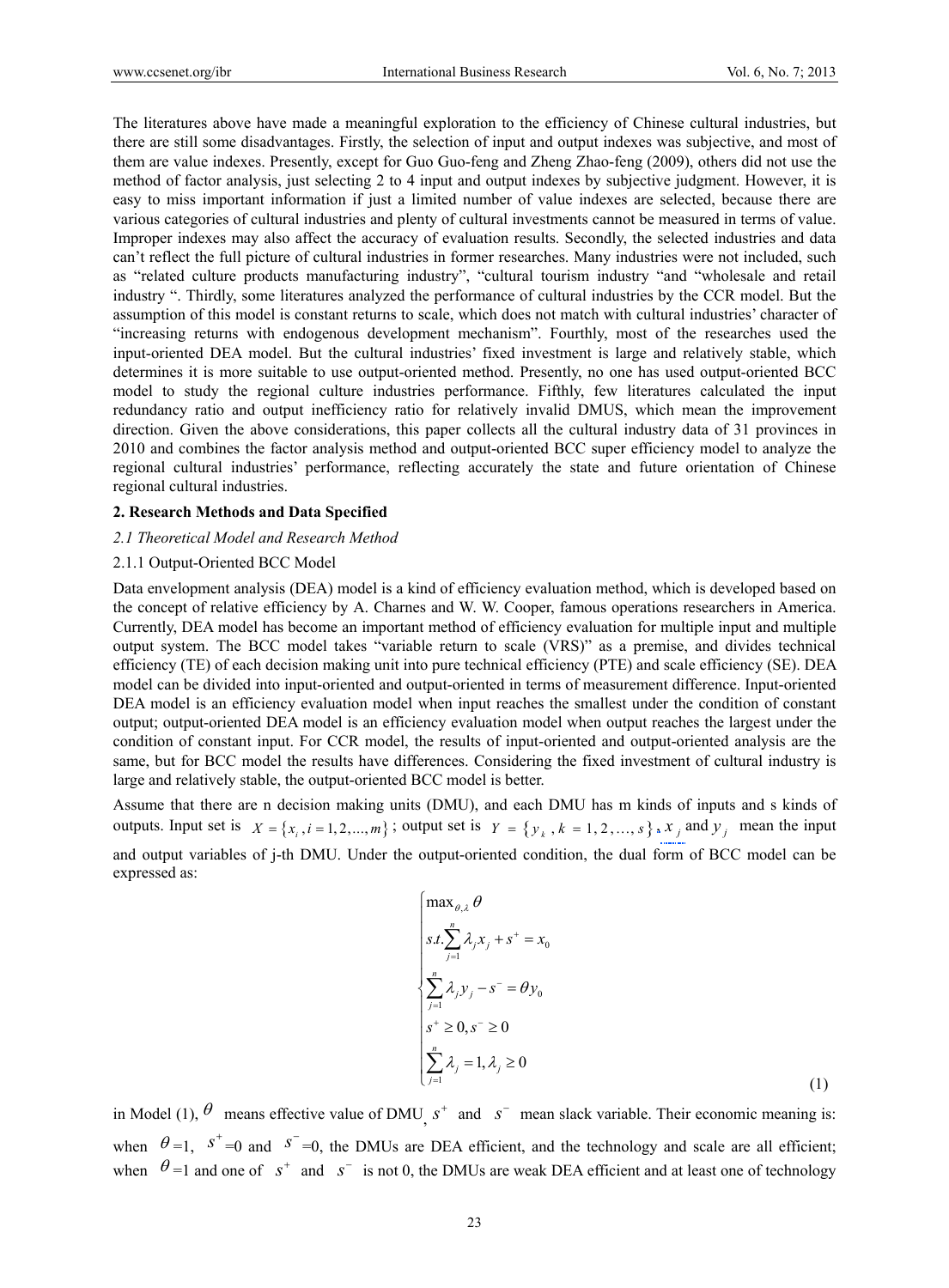The literatures above have made a meaningful exploration to the efficiency of Chinese cultural industries, but there are still some disadvantages. Firstly, the selection of input and output indexes was subjective, and most of them are value indexes. Presently, except for Guo Guo-feng and Zheng Zhao-feng (2009), others did not use the method of factor analysis, just selecting 2 to 4 input and output indexes by subjective judgment. However, it is easy to miss important information if just a limited number of value indexes are selected, because there are various categories of cultural industries and plenty of cultural investments cannot be measured in terms of value. Improper indexes may also affect the accuracy of evaluation results. Secondly, the selected industries and data can't reflect the full picture of cultural industries in former researches. Many industries were not included, such as "related culture products manufacturing industry", "cultural tourism industry "and "wholesale and retail industry ". Thirdly, some literatures analyzed the performance of cultural industries by the CCR model. But the assumption of this model is constant returns to scale, which does not match with cultural industries' character of "increasing returns with endogenous development mechanism". Fourthly, most of the researches used the input-oriented DEA model. But the cultural industries' fixed investment is large and relatively stable, which determines it is more suitable to use output-oriented method. Presently, no one has used output-oriented BCC model to study the regional culture industries performance. Fifthly, few literatures calculated the input redundancy ratio and output inefficiency ratio for relatively invalid DMUS, which mean the improvement direction. Given the above considerations, this paper collects all the cultural industry data of 31 provinces in 2010 and combines the factor analysis method and output-oriented BCC super efficiency model to analyze the regional cultural industries' performance, reflecting accurately the state and future orientation of Chinese regional cultural industries.

## 2. Research Methods and Data Specified

### *2.1 Theoretical Model and Research Method*

#### 2.1.1 Output-Oriented BCC Model

Data envelopment analysis (DEA) model is a kind of efficiency evaluation method, which is developed based on the concept of relative efficiency by A. Charnes and W. W. Cooper, famous operations researchers in America. Currently, DEA model has become an important method of efficiency evaluation for multiple input and multiple output system. The BCC model takes "variable return to scale (VRS)" as a premise, and divides technical efficiency (TE) of each decision making unit into pure technical efficiency (PTE) and scale efficiency (SE). DEA model can be divided into input-oriented and output-oriented in terms of measurement difference. Input-oriented DEA model is an efficiency evaluation model when input reaches the smallest under the condition of constant output; output-oriented DEA model is an efficiency evaluation model when output reaches the largest under the condition of constant input. For CCR model, the results of input-oriented and output-oriented analysis are the same, but for BCC model the results have differences. Considering the fixed investment of cultural industry is large and relatively stable, the output-oriented BCC model is better.

Assume that there are n decision making units (DMU), and each DMU has m kinds of inputs and s kinds of outputs. Input set is $X = \{x_i, i = 1, 2, ..., m\}$; output set is $Y = \{y_k, k = 1, 2, ..., s\}$, $x_j$ and $y_j$ mean the input and output variables of j-th DMU. Under the output-oriented condition, the dual form of BCC model can be expressed as:

$$
\begin{cases}
\max_{\theta,\lambda} \theta \\
s.t. \sum_{j=1}^{n} \lambda_j x_j + s^+ = x_0 \\
\sum_{j=1}^{n} \lambda_j y_j - s^- = \theta y_0 \\
s^+ \geq 0, s^- \geq 0 \\
\sum_{j=1}^{n} \lambda_j = 1, \lambda_j \geq 0
\end{cases}
\tag{1}
$$

in Model (1), $\theta$ means effective value of DMU, $s^+$ and $s^-$ mean slack variable. Their economic meaning is: when $\theta$=1, $s^+$=0 and $s^-$=0, the DMUs are DEA efficient, and the technology and scale are all efficient; when $\theta$=1 and one of $s^+$ and $s^-$ is not 0, the DMUs are weak DEA efficient and at least one of technology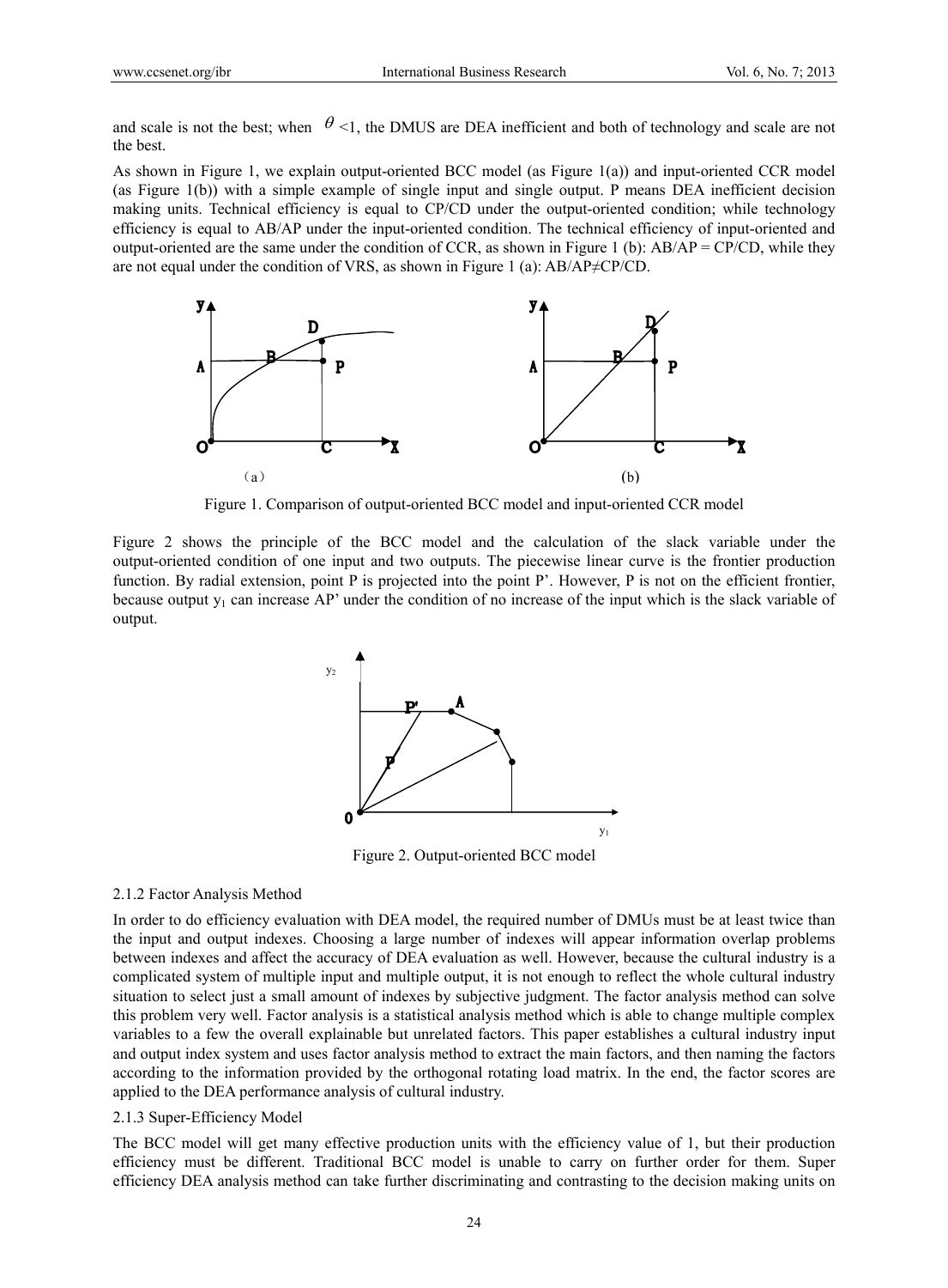and scale is not the best; when $\theta$ <1, the DMUS are DEA inefficient and both of technology and scale are not the best.

As shown in Figure 1, we explain output-oriented BCC model (as Figure 1(a)) and input-oriented CCR model (as Figure 1(b)) with a simple example of single input and single output. P means DEA inefficient decision making units. Technical efficiency is equal to CP/CD under the output-oriented condition; while technology efficiency is equal to AB/AP under the input-oriented condition. The technical efficiency of input-oriented and output-oriented are the same under the condition of CCR, as shown in Figure 1 (b): AB/AP = CP/CD, while they are not equal under the condition of VRS, as shown in Figure 1 (a): AB/AP≠CP/CD.

y
D
A
B
P
O
C
X
(a)

y
D
A
B
P
O
C
X
(b)

Figure 1. Comparison of output-oriented BCC model and input-oriented CCR model

Figure 2 shows the principle of the BCC model and the calculation of the slack variable under the output-oriented condition of one input and two outputs. The piecewise linear curve is the frontier production function. By radial extension, point P is projected into the point P'. However, P is not on the efficient frontier, because output $y_1$ can increase AP' under the condition of no increase of the input which is the slack variable of output.

$y_2$
P'
A
P
0
$y_1$

Figure 2. Output-oriented BCC model

#### 2.1.2 Factor Analysis Method

In order to do efficiency evaluation with DEA model, the required number of DMUs must be at least twice than the input and output indexes. Choosing a large number of indexes will appear information overlap problems between indexes and affect the accuracy of DEA evaluation as well. However, because the cultural industry is a complicated system of multiple input and multiple output, it is not enough to reflect the whole cultural industry situation to select just a small amount of indexes by subjective judgment. The factor analysis method can solve this problem very well. Factor analysis is a statistical analysis method which is able to change multiple complex variables to a few the overall explainable but unrelated factors. This paper establishes a cultural industry input and output index system and uses factor analysis method to extract the main factors, and then naming the factors according to the information provided by the orthogonal rotating load matrix. In the end, the factor scores are applied to the DEA performance analysis of cultural industry.

#### 2.1.3 Super-Efficiency Model

The BCC model will get many effective production units with the efficiency value of 1, but their production efficiency must be different. Traditional BCC model is unable to carry on further order for them. Super efficiency DEA analysis method can take further discriminating and contrasting to the decision making units on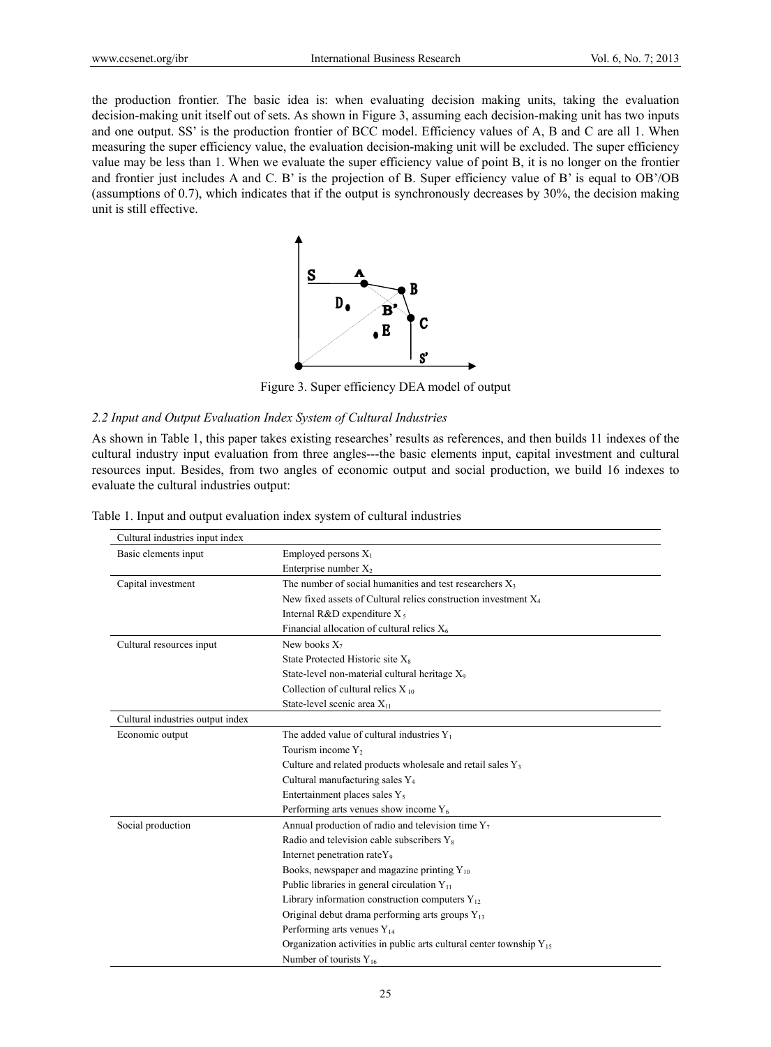the production frontier. The basic idea is: when evaluating decision making units, taking the evaluation decision-making unit itself out of sets. As shown in Figure 3, assuming each decision-making unit has two inputs and one output. SS' is the production frontier of BCC model. Efficiency values of A, B and C are all 1. When measuring the super efficiency value, the evaluation decision-making unit will be excluded. The super efficiency value may be less than 1. When we evaluate the super efficiency value of point B, it is no longer on the frontier and frontier just includes A and C. B' is the projection of B. Super efficiency value of B' is equal to OB'/OB (assumptions of 0.7), which indicates that if the output is synchronously decreases by 30%, the decision making unit is still effective.

S
A
B
D
B'
C
E
S'

Figure 3. Super efficiency DEA model of output

### *2.2 Input and Output Evaluation Index System of Cultural Industries*

As shown in Table 1, this paper takes existing researches' results as references, and then builds 11 indexes of the cultural industry input evaluation from three angles---the basic elements input, capital investment and cultural resources input. Besides, from two angles of economic output and social production, we build 16 indexes to evaluate the cultural industries output:

Table 1. Input and output evaluation index system of cultural industries

| | |
|---|---|
| Cultural industries input index | |
| Basic elements input | Employed persons $X_1$ |
| | Enterprise number $X_2$ |
| Capital investment | The number of social humanities and test researchers $X_3$ |
| | New fixed assets of Cultural relics construction investment $X_4$ |
| | Internal R&D expenditure $X_5$ |
| | Financial allocation of cultural relics $X_6$ |
| Cultural resources input | New books $X_7$ |
| | State Protected Historic site $X_8$ |
| | State-level non-material cultural heritage $X_9$ |
| | Collection of cultural relics $X_{10}$ |
| | State-level scenic area $X_{11}$ |
| Cultural industries output index | |
| Economic output | The added value of cultural industries $Y_1$ |
| | Tourism income $Y_2$ |
| | Culture and related products wholesale and retail sales $Y_3$ |
| | Cultural manufacturing sales $Y_4$ |
| | Entertainment places sales $Y_5$ |
| | Performing arts venues show income $Y_6$ |
| Social production | Annual production of radio and television time $Y_7$ |
| | Radio and television cable subscribers $Y_8$ |
| | Internet penetration rate $Y_9$ |
| | Books, newspaper and magazine printing $Y_{10}$ |
| | Public libraries in general circulation $Y_{11}$ |
| | Library information construction computers $Y_{12}$ |
| | Original debut drama performing arts groups $Y_{13}$ |
| | Performing arts venues $Y_{14}$ |
| | Organization activities in public arts cultural center township $Y_{15}$ |
| | Number of tourists $Y_{16}$ |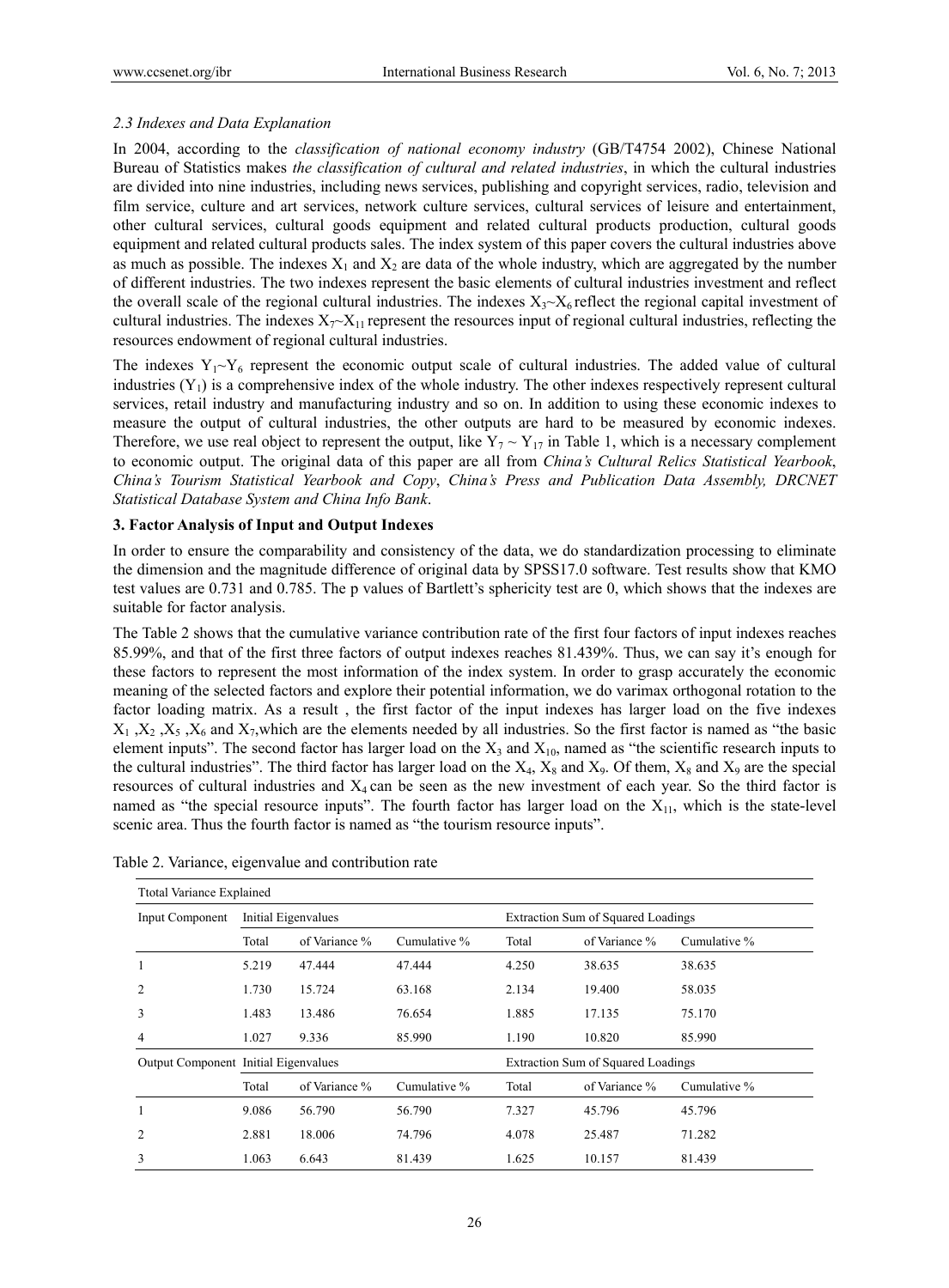### *2.3 Indexes and Data Explanation*

In 2004, according to the *classification of national economy industry* (GB/T4754 2002), Chinese National Bureau of Statistics makes *the classification of cultural and related industries*, in which the cultural industries are divided into nine industries, including news services, publishing and copyright services, radio, television and film service, culture and art services, network culture services, cultural services of leisure and entertainment, other cultural services, cultural goods equipment and related cultural products production, cultural goods equipment and related cultural products sales. The index system of this paper covers the cultural industries above as much as possible. The indexes $X_1$ and $X_2$ are data of the whole industry, which are aggregated by the number of different industries. The two indexes represent the basic elements of cultural industries investment and reflect the overall scale of the regional cultural industries. The indexes $X_3$~$X_6$ reflect the regional capital investment of cultural industries. The indexes $X_7$~$X_{11}$ represent the resources input of regional cultural industries, reflecting the resources endowment of regional cultural industries.

The indexes $Y_1$~$Y_6$ represent the economic output scale of cultural industries. The added value of cultural industries ($Y_1$) is a comprehensive index of the whole industry. The other indexes respectively represent cultural services, retail industry and manufacturing industry and so on. In addition to using these economic indexes to measure the output of cultural industries, the other outputs are hard to be measured by economic indexes. Therefore, we use real object to represent the output, like $Y_7$ ~ $Y_{17}$ in Table 1, which is a necessary complement to economic output. The original data of this paper are all from *China's Cultural Relics Statistical Yearbook*, *China's Tourism Statistical Yearbook and Copy*, *China's Press and Publication Data Assembly, DRCNET Statistical Database System and China Info Bank*.

## 3. Factor Analysis of Input and Output Indexes

In order to ensure the comparability and consistency of the data, we do standardization processing to eliminate the dimension and the magnitude difference of original data by SPSS17.0 software. Test results show that KMO test values are 0.731 and 0.785. The p values of Bartlett's sphericity test are 0, which shows that the indexes are suitable for factor analysis.

The Table 2 shows that the cumulative variance contribution rate of the first four factors of input indexes reaches 85.99%, and that of the first three factors of output indexes reaches 81.439%. Thus, we can say it's enough for these factors to represent the most information of the index system. In order to grasp accurately the economic meaning of the selected factors and explore their potential information, we do varimax orthogonal rotation to the factor loading matrix. As a result , the first factor of the input indexes has larger load on the five indexes $X_1$ ,$X_2$ ,$X_5$ ,$X_6$ and $X_7$,which are the elements needed by all industries. So the first factor is named as "the basic element inputs". The second factor has larger load on the $X_3$ and $X_{10}$, named as "the scientific research inputs to the cultural industries". The third factor has larger load on the $X_4$, $X_8$ and $X_9$. Of them, $X_8$ and $X_9$ are the special resources of cultural industries and $X_4$ can be seen as the new investment of each year. So the third factor is named as "the special resource inputs". The fourth factor has larger load on the $X_{11}$, which is the state-level scenic area. Thus the fourth factor is named as "the tourism resource inputs".

Table 2. Variance, eigenvalue and contribution rate

| Ttotal Variance Explained | | | | | | |
|---|---|---|---|---|---|---|
| Input Component | Initial Eigenvalues | | | Extraction Sum of Squared Loadings | | |
| | Total | of Variance % | Cumulative % | Total | of Variance % | Cumulative % |
| 1 | 5.219 | 47.444 | 47.444 | 4.250 | 38.635 | 38.635 |
| 2 | 1.730 | 15.724 | 63.168 | 2.134 | 19.400 | 58.035 |
| 3 | 1.483 | 13.486 | 76.654 | 1.885 | 17.135 | 75.170 |
| 4 | 1.027 | 9.336 | 85.990 | 1.190 | 10.820 | 85.990 |
| Output Component | Initial Eigenvalues | | | Extraction Sum of Squared Loadings | | |
| | Total | of Variance % | Cumulative % | Total | of Variance % | Cumulative % |
| 1 | 9.086 | 56.790 | 56.790 | 7.327 | 45.796 | 45.796 |
| 2 | 2.881 | 18.006 | 74.796 | 4.078 | 25.487 | 71.282 |
| 3 | 1.063 | 6.643 | 81.439 | 1.625 | 10.157 | 81.439 |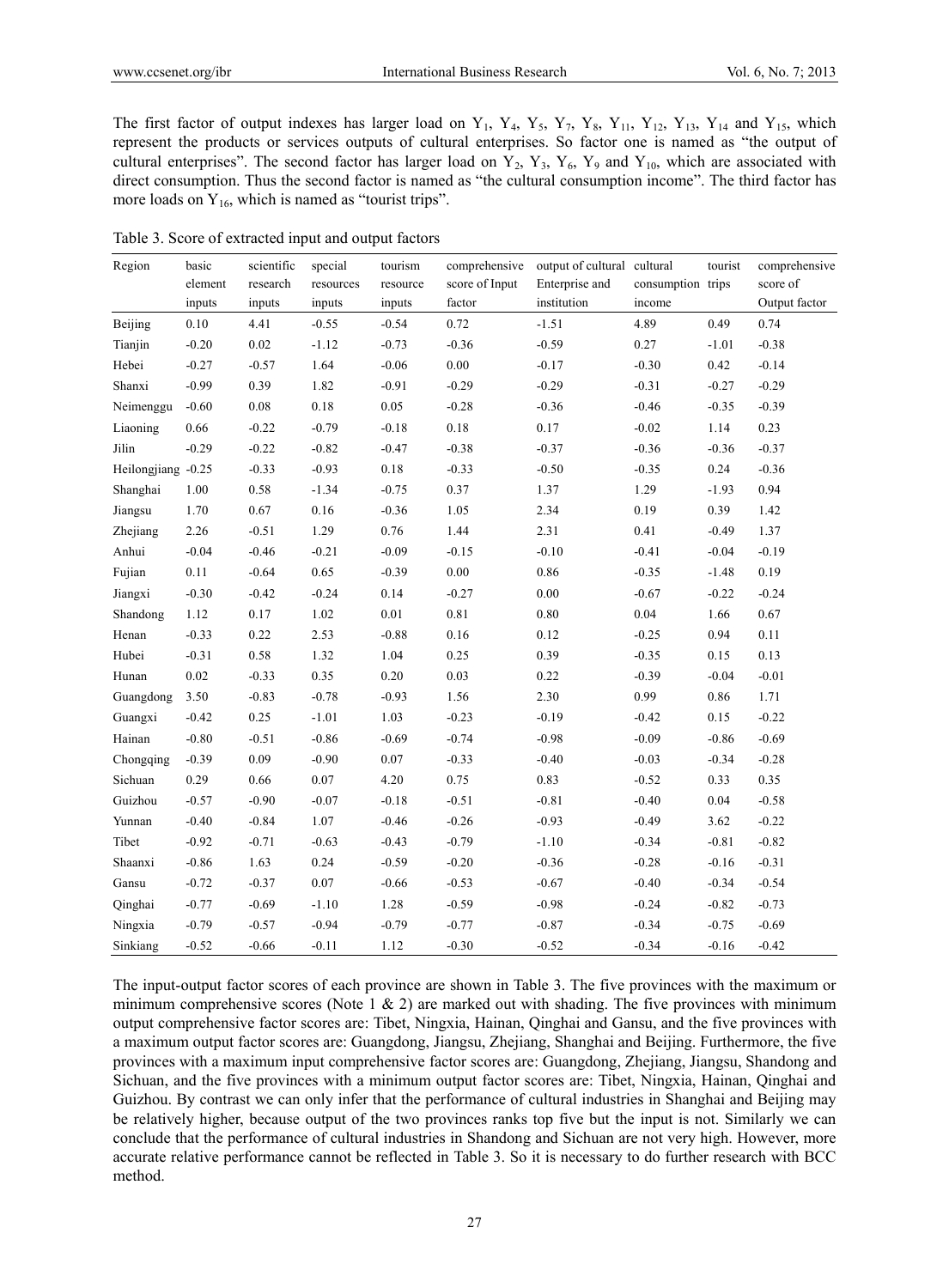The first factor of output indexes has larger load on $Y_1$, $Y_4$, $Y_5$, $Y_7$, $Y_8$, $Y_{11}$, $Y_{12}$, $Y_{13}$, $Y_{14}$ and $Y_{15}$, which represent the products or services outputs of cultural enterprises. So factor one is named as "the output of cultural enterprises". The second factor has larger load on $Y_2$, $Y_3$, $Y_6$, $Y_9$ and $Y_{10}$, which are associated with direct consumption. Thus the second factor is named as "the cultural consumption income". The third factor has more loads on $Y_{16}$, which is named as "tourist trips".

Table 3. Score of extracted input and output factors

| Region | basic element inputs | scientific research inputs | special resources inputs | tourism resource inputs | comprehensive score of Input factor | output of cultural Enterprise and institution | cultural consumption income | tourist trips | comprehensive score of Output factor |
|---|---|---|---|---|---|---|---|---|---|
| Beijing | 0.10 | 4.41 | -0.55 | -0.54 | 0.72 | -1.51 | 4.89 | 0.49 | 0.74 |
| Tianjin | -0.20 | 0.02 | -1.12 | -0.73 | -0.36 | -0.59 | 0.27 | -1.01 | -0.38 |
| Hebei | -0.27 | -0.57 | 1.64 | -0.06 | 0.00 | -0.17 | -0.30 | 0.42 | -0.14 |
| Shanxi | -0.99 | 0.39 | 1.82 | -0.91 | -0.29 | -0.29 | -0.31 | -0.27 | -0.29 |
| Neimenggu | -0.60 | 0.08 | 0.18 | 0.05 | -0.28 | -0.36 | -0.46 | -0.35 | -0.39 |
| Liaoning | 0.66 | -0.22 | -0.79 | -0.18 | 0.18 | 0.17 | -0.02 | 1.14 | 0.23 |
| Jilin | -0.29 | -0.22 | -0.82 | -0.47 | -0.38 | -0.37 | -0.36 | -0.36 | -0.37 |
| Heilongjiang | -0.25 | -0.33 | -0.93 | 0.18 | -0.33 | -0.50 | -0.35 | 0.24 | -0.36 |
| Shanghai | 1.00 | 0.58 | -1.34 | -0.75 | 0.37 | 1.37 | 1.29 | -1.93 | 0.94 |
| Jiangsu | 1.70 | 0.67 | 0.16 | -0.36 | 1.05 | 2.34 | 0.19 | 0.39 | 1.42 |
| Zhejiang | 2.26 | -0.51 | 1.29 | 0.76 | 1.44 | 2.31 | 0.41 | -0.49 | 1.37 |
| Anhui | -0.04 | -0.46 | -0.21 | -0.09 | -0.15 | -0.10 | -0.41 | -0.04 | -0.19 |
| Fujian | 0.11 | -0.64 | 0.65 | -0.39 | 0.00 | 0.86 | -0.35 | -1.48 | 0.19 |
| Jiangxi | -0.30 | -0.42 | -0.24 | 0.14 | -0.27 | 0.00 | -0.67 | -0.22 | -0.24 |
| Shandong | 1.12 | 0.17 | 1.02 | 0.01 | 0.81 | 0.80 | 0.04 | 1.66 | 0.67 |
| Henan | -0.33 | 0.22 | 2.53 | -0.88 | 0.16 | 0.12 | -0.25 | 0.94 | 0.11 |
| Hubei | -0.31 | 0.58 | 1.32 | 1.04 | 0.25 | 0.39 | -0.35 | 0.15 | 0.13 |
| Hunan | 0.02 | -0.33 | 0.35 | 0.20 | 0.03 | 0.22 | -0.39 | -0.04 | -0.01 |
| Guangdong | 3.50 | -0.83 | -0.78 | -0.93 | 1.56 | 2.30 | 0.99 | 0.86 | 1.71 |
| Guangxi | -0.42 | 0.25 | -1.01 | 1.03 | -0.23 | -0.19 | -0.42 | 0.15 | -0.22 |
| Hainan | -0.80 | -0.51 | -0.86 | -0.69 | -0.74 | -0.98 | -0.09 | -0.86 | -0.69 |
| Chongqing | -0.39 | 0.09 | -0.90 | 0.07 | -0.33 | -0.40 | -0.03 | -0.34 | -0.28 |
| Sichuan | 0.29 | 0.66 | 0.07 | 4.20 | 0.75 | 0.83 | -0.52 | 0.33 | 0.35 |
| Guizhou | -0.57 | -0.90 | -0.07 | -0.18 | -0.51 | -0.81 | -0.40 | 0.04 | -0.58 |
| Yunnan | -0.40 | -0.84 | 1.07 | -0.46 | -0.26 | -0.93 | -0.49 | 3.62 | -0.22 |
| Tibet | -0.92 | -0.71 | -0.63 | -0.43 | -0.79 | -1.10 | -0.34 | -0.81 | -0.82 |
| Shaanxi | -0.86 | 1.63 | 0.24 | -0.59 | -0.20 | -0.36 | -0.28 | -0.16 | -0.31 |
| Gansu | -0.72 | -0.37 | 0.07 | -0.66 | -0.53 | -0.67 | -0.40 | -0.34 | -0.54 |
| Qinghai | -0.77 | -0.69 | -1.10 | 1.28 | -0.59 | -0.98 | -0.24 | -0.82 | -0.73 |
| Ningxia | -0.79 | -0.57 | -0.94 | -0.79 | -0.77 | -0.87 | -0.34 | -0.75 | -0.69 |
| Sinkiang | -0.52 | -0.66 | -0.11 | 1.12 | -0.30 | -0.52 | -0.34 | -0.16 | -0.42 |

The input-output factor scores of each province are shown in Table 3. The five provinces with the maximum or minimum comprehensive scores (Note 1 & 2) are marked out with shading. The five provinces with minimum output comprehensive factor scores are: Tibet, Ningxia, Hainan, Qinghai and Gansu, and the five provinces with a maximum output factor scores are: Guangdong, Jiangsu, Zhejiang, Shanghai and Beijing. Furthermore, the five provinces with a maximum input comprehensive factor scores are: Guangdong, Zhejiang, Jiangsu, Shandong and Sichuan, and the five provinces with a minimum output factor scores are: Tibet, Ningxia, Hainan, Qinghai and Guizhou. By contrast we can only infer that the performance of cultural industries in Shanghai and Beijing may be relatively higher, because output of the two provinces ranks top five but the input is not. Similarly we can conclude that the performance of cultural industries in Shandong and Sichuan are not very high. However, more accurate relative performance cannot be reflected in Table 3. So it is necessary to do further research with BCC method.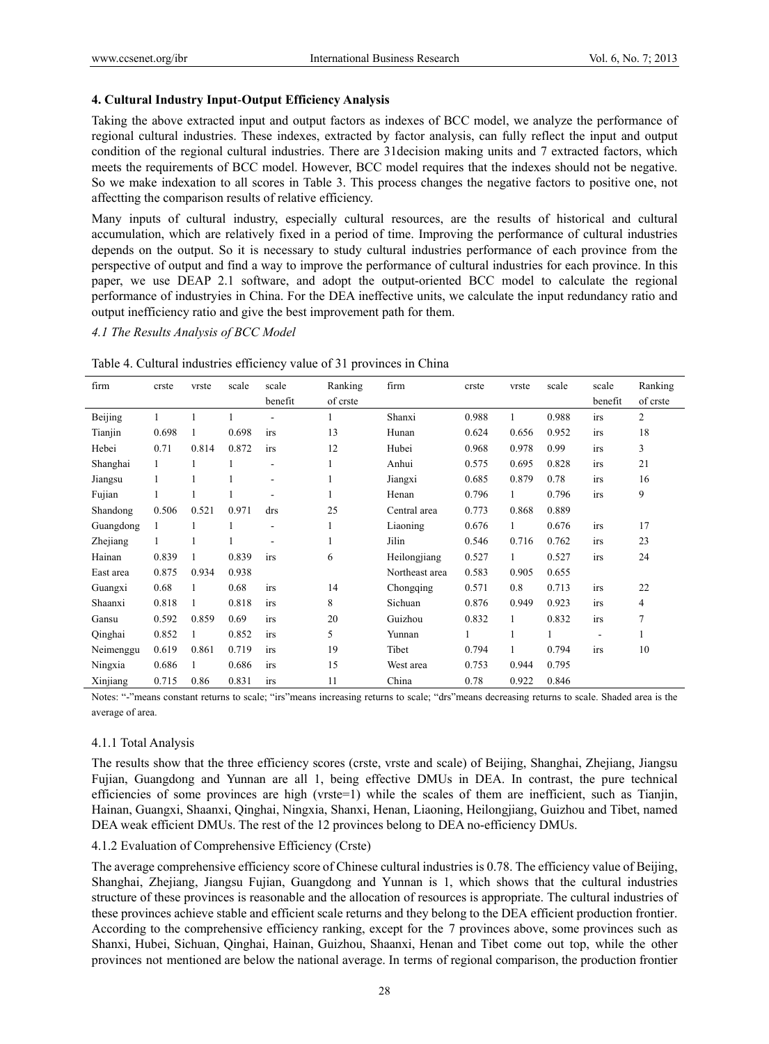### 4. Cultural Industry Input-Output Efficiency Analysis

Taking the above extracted input and output factors as indexes of BCC model, we analyze the performance of regional cultural industries. These indexes, extracted by factor analysis, can fully reflect the input and output condition of the regional cultural industries. There are 31decision making units and 7 extracted factors, which meets the requirements of BCC model. However, BCC model requires that the indexes should not be negative. So we make indexation to all scores in Table 3. This process changes the negative factors to positive one, not affectting the comparison results of relative efficiency.

Many inputs of cultural industry, especially cultural resources, are the results of historical and cultural accumulation, which are relatively fixed in a period of time. Improving the performance of cultural industries depends on the output. So it is necessary to study cultural industries performance of each province from the perspective of output and find a way to improve the performance of cultural industries for each province. In this paper, we use DEAP 2.1 software, and adopt the output-oriented BCC model to calculate the regional performance of industryies in China. For the DEA ineffective units, we calculate the input redundancy ratio and output inefficiency ratio and give the best improvement path for them.

*4.1 The Results Analysis of BCC Model*

Table 4. Cultural industries efficiency value of 31 provinces in China

| firm | crste | vrste | scale | scale benefit | Ranking of crste | firm | crste | vrste | scale | scale benefit | Ranking of crste |
|---|---|---|---|---|---|---|---|---|---|---|---|
| Beijing | 1 | 1 | 1 | - | 1 | Shanxi | 0.988 | 1 | 0.988 | irs | 2 |
| Tianjin | 0.698 | 1 | 0.698 | irs | 13 | Hunan | 0.624 | 0.656 | 0.952 | irs | 18 |
| Hebei | 0.71 | 0.814 | 0.872 | irs | 12 | Hubei | 0.968 | 0.978 | 0.99 | irs | 3 |
| Shanghai | 1 | 1 | 1 | - | 1 | Anhui | 0.575 | 0.695 | 0.828 | irs | 21 |
| Jiangsu | 1 | 1 | 1 | - | 1 | Jiangxi | 0.685 | 0.879 | 0.78 | irs | 16 |
| Fujian | 1 | 1 | 1 | - | 1 | Henan | 0.796 | 1 | 0.796 | irs | 9 |
| Shandong | 0.506 | 0.521 | 0.971 | drs | 25 | Central area | 0.773 | 0.868 | 0.889 | | |
| Guangdong | 1 | 1 | 1 | - | 1 | Liaoning | 0.676 | 1 | 0.676 | irs | 17 |
| Zhejiang | 1 | 1 | 1 | - | 1 | Jilin | 0.546 | 0.716 | 0.762 | irs | 23 |
| Hainan | 0.839 | 1 | 0.839 | irs | 6 | Heilongjiang | 0.527 | 1 | 0.527 | irs | 24 |
| East area | 0.875 | 0.934 | 0.938 | | | Northeast area | 0.583 | 0.905 | 0.655 | | |
| Guangxi | 0.68 | 1 | 0.68 | irs | 14 | Chongqing | 0.571 | 0.8 | 0.713 | irs | 22 |
| Shaanxi | 0.818 | 1 | 0.818 | irs | 8 | Sichuan | 0.876 | 0.949 | 0.923 | irs | 4 |
| Gansu | 0.592 | 0.859 | 0.69 | irs | 20 | Guizhou | 0.832 | 1 | 0.832 | irs | 7 |
| Qinghai | 0.852 | 1 | 0.852 | irs | 5 | Yunnan | 1 | 1 | 1 | - | 1 |
| Neimenggu | 0.619 | 0.861 | 0.719 | irs | 19 | Tibet | 0.794 | 1 | 0.794 | irs | 10 |
| Ningxia | 0.686 | 1 | 0.686 | irs | 15 | West area | 0.753 | 0.944 | 0.795 | | |
| Xinjiang | 0.715 | 0.86 | 0.831 | irs | 11 | China | 0.78 | 0.922 | 0.846 | | |

Notes: "-"means constant returns to scale; "irs"means increasing returns to scale; "drs"means decreasing returns to scale. Shaded area is the average of area.

4.1.1 Total Analysis

The results show that the three efficiency scores (crste, vrste and scale) of Beijing, Shanghai, Zhejiang, Jiangsu Fujian, Guangdong and Yunnan are all 1, being effective DMUs in DEA. In contrast, the pure technical efficiencies of some provinces are high (vrste=1) while the scales of them are inefficient, such as Tianjin, Hainan, Guangxi, Shaanxi, Qinghai, Ningxia, Shanxi, Henan, Liaoning, Heilongjiang, Guizhou and Tibet, named DEA weak efficient DMUs. The rest of the 12 provinces belong to DEA no-efficiency DMUs.

4.1.2 Evaluation of Comprehensive Efficiency (Crste)

The average comprehensive efficiency score of Chinese cultural industries is 0.78. The efficiency value of Beijing, Shanghai, Zhejiang, Jiangsu Fujian, Guangdong and Yunnan is 1, which shows that the cultural industries structure of these provinces is reasonable and the allocation of resources is appropriate. The cultural industries of these provinces achieve stable and efficient scale returns and they belong to the DEA efficient production frontier. According to the comprehensive efficiency ranking, except for the 7 provinces above, some provinces such as Shanxi, Hubei, Sichuan, Qinghai, Hainan, Guizhou, Shaanxi, Henan and Tibet come out top, while the other provinces not mentioned are below the national average. In terms of regional comparison, the production frontier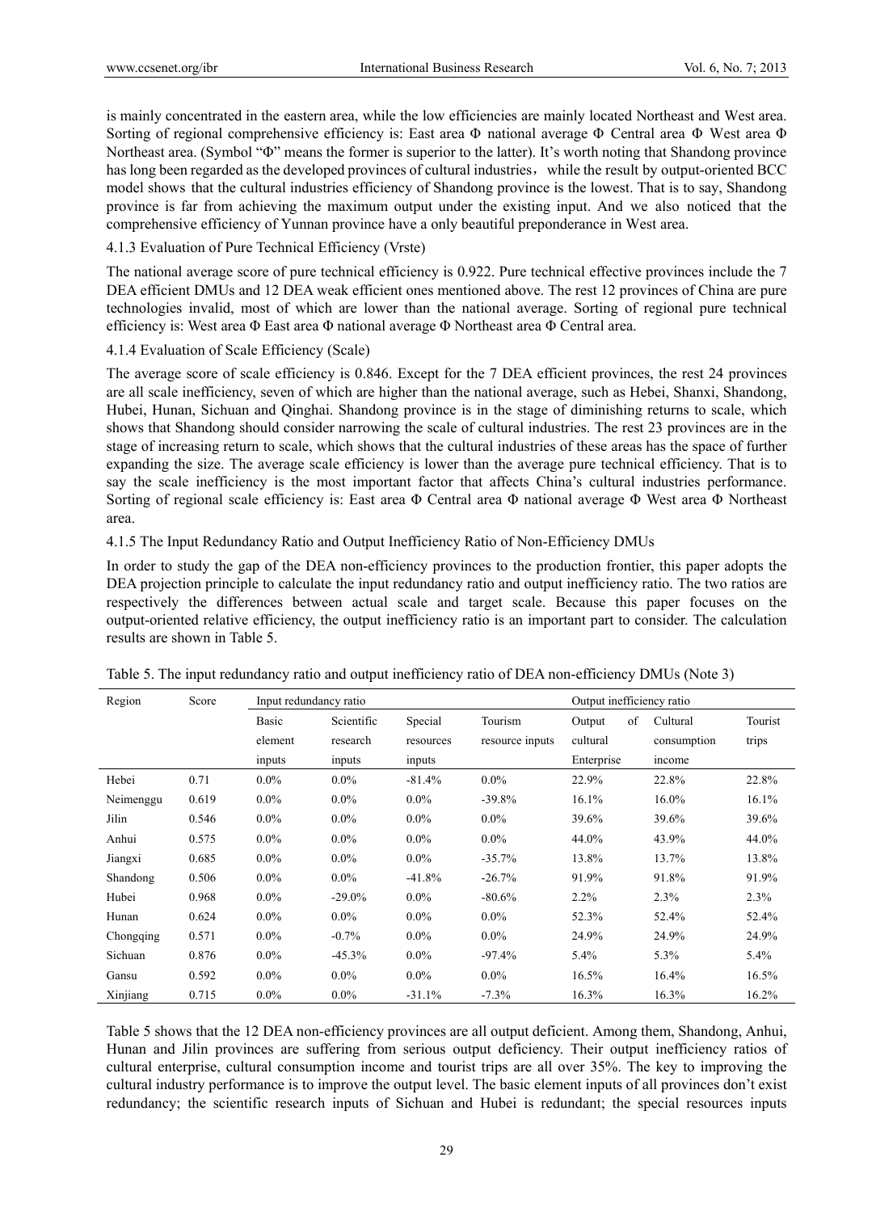is mainly concentrated in the eastern area, while the low efficiencies are mainly located Northeast and West area. Sorting of regional comprehensive efficiency is: East area Φ national average Φ Central area Φ West area Φ Northeast area. (Symbol "Φ" means the former is superior to the latter). It's worth noting that Shandong province has long been regarded as the developed provinces of cultural industries, while the result by output-oriented BCC model shows that the cultural industries efficiency of Shandong province is the lowest. That is to say, Shandong province is far from achieving the maximum output under the existing input. And we also noticed that the comprehensive efficiency of Yunnan province have a only beautiful preponderance in West area.

### 4.1.3 Evaluation of Pure Technical Efficiency (Vrste)

The national average score of pure technical efficiency is 0.922. Pure technical effective provinces include the 7 DEA efficient DMUs and 12 DEA weak efficient ones mentioned above. The rest 12 provinces of China are pure technologies invalid, most of which are lower than the national average. Sorting of regional pure technical efficiency is: West area Φ East area Φ national average Φ Northeast area Φ Central area.

### 4.1.4 Evaluation of Scale Efficiency (Scale)

The average score of scale efficiency is 0.846. Except for the 7 DEA efficient provinces, the rest 24 provinces are all scale inefficiency, seven of which are higher than the national average, such as Hebei, Shanxi, Shandong, Hubei, Hunan, Sichuan and Qinghai. Shandong province is in the stage of diminishing returns to scale, which shows that Shandong should consider narrowing the scale of cultural industries. The rest 23 provinces are in the stage of increasing return to scale, which shows that the cultural industries of these areas has the space of further expanding the size. The average scale efficiency is lower than the average pure technical efficiency. That is to say the scale inefficiency is the most important factor that affects China's cultural industries performance. Sorting of regional scale efficiency is: East area Φ Central area Φ national average Φ West area Φ Northeast area.

### 4.1.5 The Input Redundancy Ratio and Output Inefficiency Ratio of Non-Efficiency DMUs

In order to study the gap of the DEA non-efficiency provinces to the production frontier, this paper adopts the DEA projection principle to calculate the input redundancy ratio and output inefficiency ratio. The two ratios are respectively the differences between actual scale and target scale. Because this paper focuses on the output-oriented relative efficiency, the output inefficiency ratio is an important part to consider. The calculation results are shown in Table 5.

Table 5. The input redundancy ratio and output inefficiency ratio of DEA non-efficiency DMUs (Note 3)

| Region | Score | Input redundancy ratio | | | | Output inefficiency ratio | | |
|---|---|---|---|---|---|---|---|---|
| | | Basic element inputs | Scientific research inputs | Special resources inputs | Tourism resource inputs | Output of cultural Enterprise | Cultural consumption income | Tourist trips |
| Hebei | 0.71 | 0.0% | 0.0% | -81.4% | 0.0% | 22.9% | 22.8% | 22.8% |
| Neimenggu | 0.619 | 0.0% | 0.0% | 0.0% | -39.8% | 16.1% | 16.0% | 16.1% |
| Jilin | 0.546 | 0.0% | 0.0% | 0.0% | 0.0% | 39.6% | 39.6% | 39.6% |
| Anhui | 0.575 | 0.0% | 0.0% | 0.0% | 0.0% | 44.0% | 43.9% | 44.0% |
| Jiangxi | 0.685 | 0.0% | 0.0% | 0.0% | -35.7% | 13.8% | 13.7% | 13.8% |
| Shandong | 0.506 | 0.0% | 0.0% | -41.8% | -26.7% | 91.9% | 91.8% | 91.9% |
| Hubei | 0.968 | 0.0% | -29.0% | 0.0% | -80.6% | 2.2% | 2.3% | 2.3% |
| Hunan | 0.624 | 0.0% | 0.0% | 0.0% | 0.0% | 52.3% | 52.4% | 52.4% |
| Chongqing | 0.571 | 0.0% | -0.7% | 0.0% | 0.0% | 24.9% | 24.9% | 24.9% |
| Sichuan | 0.876 | 0.0% | -45.3% | 0.0% | -97.4% | 5.4% | 5.3% | 5.4% |
| Gansu | 0.592 | 0.0% | 0.0% | 0.0% | 0.0% | 16.5% | 16.4% | 16.5% |
| Xinjiang | 0.715 | 0.0% | 0.0% | -31.1% | -7.3% | 16.3% | 16.3% | 16.2% |

Table 5 shows that the 12 DEA non-efficiency provinces are all output deficient. Among them, Shandong, Anhui, Hunan and Jilin provinces are suffering from serious output deficiency. Their output inefficiency ratios of cultural enterprise, cultural consumption income and tourist trips are all over 35%. The key to improving the cultural industry performance is to improve the output level. The basic element inputs of all provinces don't exist redundancy; the scientific research inputs of Sichuan and Hubei is redundant; the special resources inputs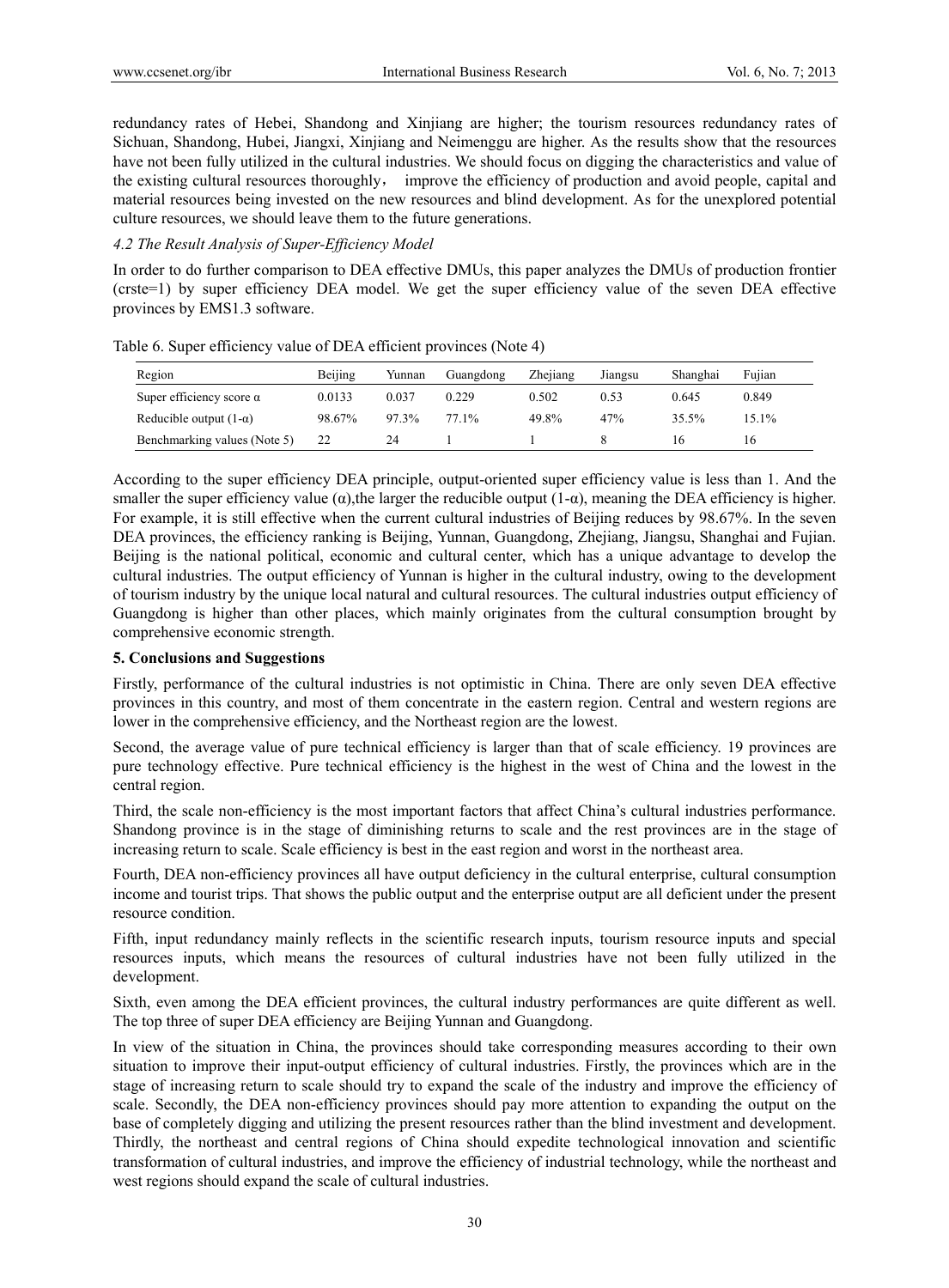redundancy rates of Hebei, Shandong and Xinjiang are higher; the tourism resources redundancy rates of Sichuan, Shandong, Hubei, Jiangxi, Xinjiang and Neimenggu are higher. As the results show that the resources have not been fully utilized in the cultural industries. We should focus on digging the characteristics and value of the existing cultural resources thoroughly， improve the efficiency of production and avoid people, capital and material resources being invested on the new resources and blind development. As for the unexplored potential culture resources, we should leave them to the future generations.

### *4.2 The Result Analysis of Super-Efficiency Model*

In order to do further comparison to DEA effective DMUs, this paper analyzes the DMUs of production frontier (crste=1) by super efficiency DEA model. We get the super efficiency value of the seven DEA effective provinces by EMS1.3 software.

Table 6. Super efficiency value of DEA efficient provinces (Note 4)

| Region | Beijing | Yunnan | Guangdong | Zhejiang | Jiangsu | Shanghai | Fujian |
|---|---|---|---|---|---|---|---|
| Super efficiency score $\alpha$ | 0.0133 | 0.037 | 0.229 | 0.502 | 0.53 | 0.645 | 0.849 |
| Reducible output $(1-\alpha)$ | 98.67% | 97.3% | 77.1% | 49.8% | 47% | 35.5% | 15.1% |
| Benchmarking values (Note 5) | 22 | 24 | 1 | 1 | 8 | 16 | 16 |

According to the super efficiency DEA principle, output-oriented super efficiency value is less than 1. And the smaller the super efficiency value ($\alpha$),the larger the reducible output $(1-\alpha)$, meaning the DEA efficiency is higher. For example, it is still effective when the current cultural industries of Beijing reduces by 98.67%. In the seven DEA provinces, the efficiency ranking is Beijing, Yunnan, Guangdong, Zhejiang, Jiangsu, Shanghai and Fujian. Beijing is the national political, economic and cultural center, which has a unique advantage to develop the cultural industries. The output efficiency of Yunnan is higher in the cultural industry, owing to the development of tourism industry by the unique local natural and cultural resources. The cultural industries output efficiency of Guangdong is higher than other places, which mainly originates from the cultural consumption brought by comprehensive economic strength.

## 5. Conclusions and Suggestions

Firstly, performance of the cultural industries is not optimistic in China. There are only seven DEA effective provinces in this country, and most of them concentrate in the eastern region. Central and western regions are lower in the comprehensive efficiency, and the Northeast region are the lowest.

Second, the average value of pure technical efficiency is larger than that of scale efficiency. 19 provinces are pure technology effective. Pure technical efficiency is the highest in the west of China and the lowest in the central region.

Third, the scale non-efficiency is the most important factors that affect China's cultural industries performance. Shandong province is in the stage of diminishing returns to scale and the rest provinces are in the stage of increasing return to scale. Scale efficiency is best in the east region and worst in the northeast area.

Fourth, DEA non-efficiency provinces all have output deficiency in the cultural enterprise, cultural consumption income and tourist trips. That shows the public output and the enterprise output are all deficient under the present resource condition.

Fifth, input redundancy mainly reflects in the scientific research inputs, tourism resource inputs and special resources inputs, which means the resources of cultural industries have not been fully utilized in the development.

Sixth, even among the DEA efficient provinces, the cultural industry performances are quite different as well. The top three of super DEA efficiency are Beijing Yunnan and Guangdong.

In view of the situation in China, the provinces should take corresponding measures according to their own situation to improve their input-output efficiency of cultural industries. Firstly, the provinces which are in the stage of increasing return to scale should try to expand the scale of the industry and improve the efficiency of scale. Secondly, the DEA non-efficiency provinces should pay more attention to expanding the output on the base of completely digging and utilizing the present resources rather than the blind investment and development. Thirdly, the northeast and central regions of China should expedite technological innovation and scientific transformation of cultural industries, and improve the efficiency of industrial technology, while the northeast and west regions should expand the scale of cultural industries.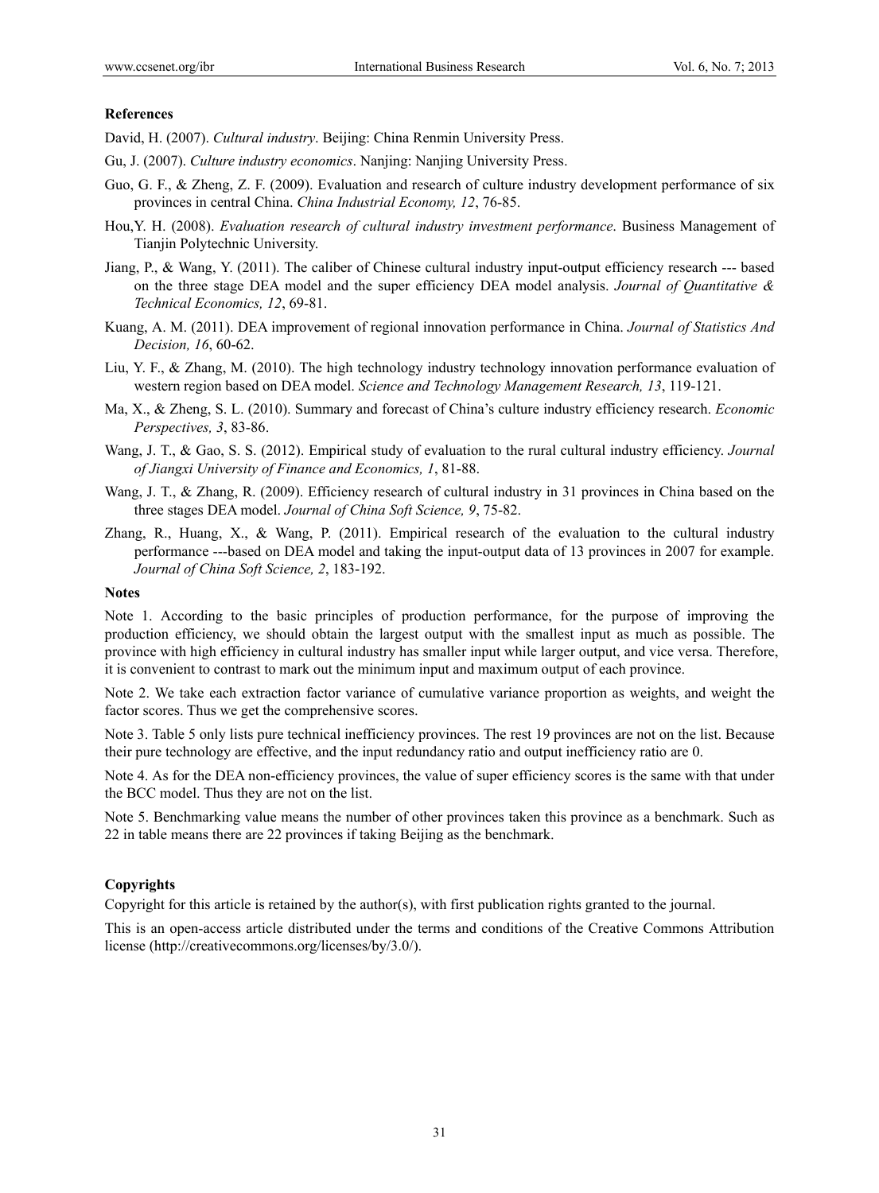## References

David, H. (2007). *Cultural industry*. Beijing: China Renmin University Press.

Gu, J. (2007). *Culture industry economics*. Nanjing: Nanjing University Press.

Guo, G. F., & Zheng, Z. F. (2009). Evaluation and research of culture industry development performance of six provinces in central China. *China Industrial Economy, 12*, 76-85.

Hou,Y. H. (2008). *Evaluation research of cultural industry investment performance*. Business Management of Tianjin Polytechnic University.

Jiang, P., & Wang, Y. (2011). The caliber of Chinese cultural industry input-output efficiency research --- based on the three stage DEA model and the super efficiency DEA model analysis. *Journal of Quantitative & Technical Economics, 12*, 69-81.

Kuang, A. M. (2011). DEA improvement of regional innovation performance in China. *Journal of Statistics And Decision, 16*, 60-62.

Liu, Y. F., & Zhang, M. (2010). The high technology industry technology innovation performance evaluation of western region based on DEA model. *Science and Technology Management Research, 13*, 119-121.

Ma, X., & Zheng, S. L. (2010). Summary and forecast of China's culture industry efficiency research. *Economic Perspectives, 3*, 83-86.

Wang, J. T., & Gao, S. S. (2012). Empirical study of evaluation to the rural cultural industry efficiency. *Journal of Jiangxi University of Finance and Economics, 1*, 81-88.

Wang, J. T., & Zhang, R. (2009). Efficiency research of cultural industry in 31 provinces in China based on the three stages DEA model. *Journal of China Soft Science, 9*, 75-82.

Zhang, R., Huang, X., & Wang, P. (2011). Empirical research of the evaluation to the cultural industry performance ---based on DEA model and taking the input-output data of 13 provinces in 2007 for example. *Journal of China Soft Science, 2*, 183-192.

## Notes

Note 1. According to the basic principles of production performance, for the purpose of improving the production efficiency, we should obtain the largest output with the smallest input as much as possible. The province with high efficiency in cultural industry has smaller input while larger output, and vice versa. Therefore, it is convenient to contrast to mark out the minimum input and maximum output of each province.

Note 2. We take each extraction factor variance of cumulative variance proportion as weights, and weight the factor scores. Thus we get the comprehensive scores.

Note 3. Table 5 only lists pure technical inefficiency provinces. The rest 19 provinces are not on the list. Because their pure technology are effective, and the input redundancy ratio and output inefficiency ratio are 0.

Note 4. As for the DEA non-efficiency provinces, the value of super efficiency scores is the same with that under the BCC model. Thus they are not on the list.

Note 5. Benchmarking value means the number of other provinces taken this province as a benchmark. Such as 22 in table means there are 22 provinces if taking Beijing as the benchmark.

## Copyrights

Copyright for this article is retained by the author(s), with first publication rights granted to the journal.

This is an open-access article distributed under the terms and conditions of the Creative Commons Attribution license (http://creativecommons.org/licenses/by/3.0/).